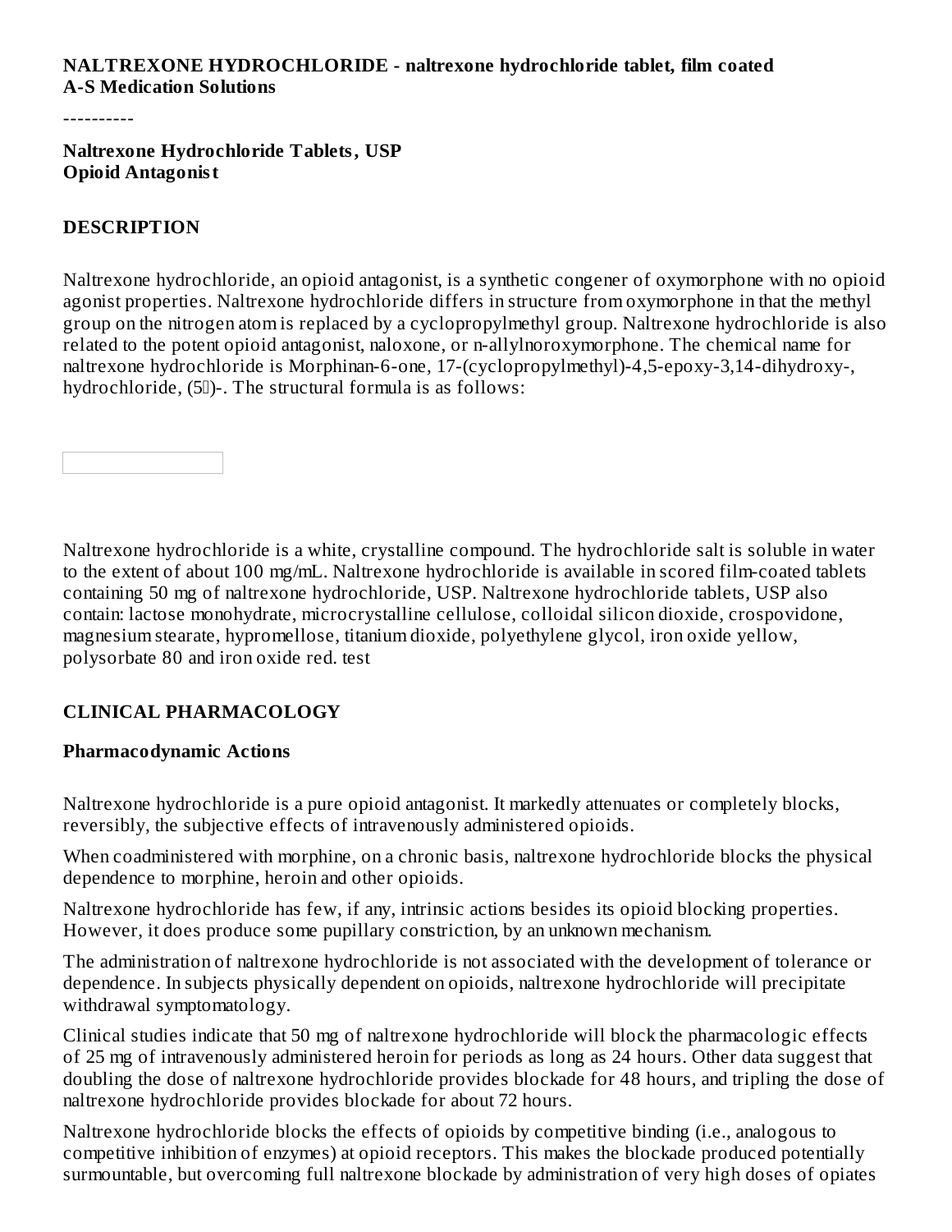**NALTREXONE HYDROCHLORIDE - naltrexone hydrochloride tablet, film coated**
**A-S Medication Solutions**

----------

**Naltrexone Hydrochloride Tablets, USP**
**Opioid Antagonist**

## DESCRIPTION

Naltrexone hydrochloride, an opioid antagonist, is a synthetic congener of oxymorphone with no opioid agonist properties. Naltrexone hydrochloride differs in structure from oxymorphone in that the methyl group on the nitrogen atom is replaced by a cyclopropylmethyl group. Naltrexone hydrochloride is also related to the potent opioid antagonist, naloxone, or n-allylnoroxymorphone. The chemical name for naltrexone hydrochloride is Morphinan-6-one, 17-(cyclopropylmethyl)-4,5-epoxy-3,14-dihydroxy-, hydrochloride, (5)-. The structural formula is as follows:

Naltrexone hydrochloride is a white, crystalline compound. The hydrochloride salt is soluble in water to the extent of about 100 mg/mL. Naltrexone hydrochloride is available in scored film-coated tablets containing 50 mg of naltrexone hydrochloride, USP. Naltrexone hydrochloride tablets, USP also contain: lactose monohydrate, microcrystalline cellulose, colloidal silicon dioxide, crospovidone, magnesium stearate, hypromellose, titanium dioxide, polyethylene glycol, iron oxide yellow, polysorbate 80 and iron oxide red. test

## CLINICAL PHARMACOLOGY

### Pharmacodynamic Actions

Naltrexone hydrochloride is a pure opioid antagonist. It markedly attenuates or completely blocks, reversibly, the subjective effects of intravenously administered opioids.

When coadministered with morphine, on a chronic basis, naltrexone hydrochloride blocks the physical dependence to morphine, heroin and other opioids.

Naltrexone hydrochloride has few, if any, intrinsic actions besides its opioid blocking properties. However, it does produce some pupillary constriction, by an unknown mechanism.

The administration of naltrexone hydrochloride is not associated with the development of tolerance or dependence. In subjects physically dependent on opioids, naltrexone hydrochloride will precipitate withdrawal symptomatology.

Clinical studies indicate that 50 mg of naltrexone hydrochloride will block the pharmacologic effects of 25 mg of intravenously administered heroin for periods as long as 24 hours. Other data suggest that doubling the dose of naltrexone hydrochloride provides blockade for 48 hours, and tripling the dose of naltrexone hydrochloride provides blockade for about 72 hours.

Naltrexone hydrochloride blocks the effects of opioids by competitive binding (i.e., analogous to competitive inhibition of enzymes) at opioid receptors. This makes the blockade produced potentially surmountable, but overcoming full naltrexone blockade by administration of very high doses of opiates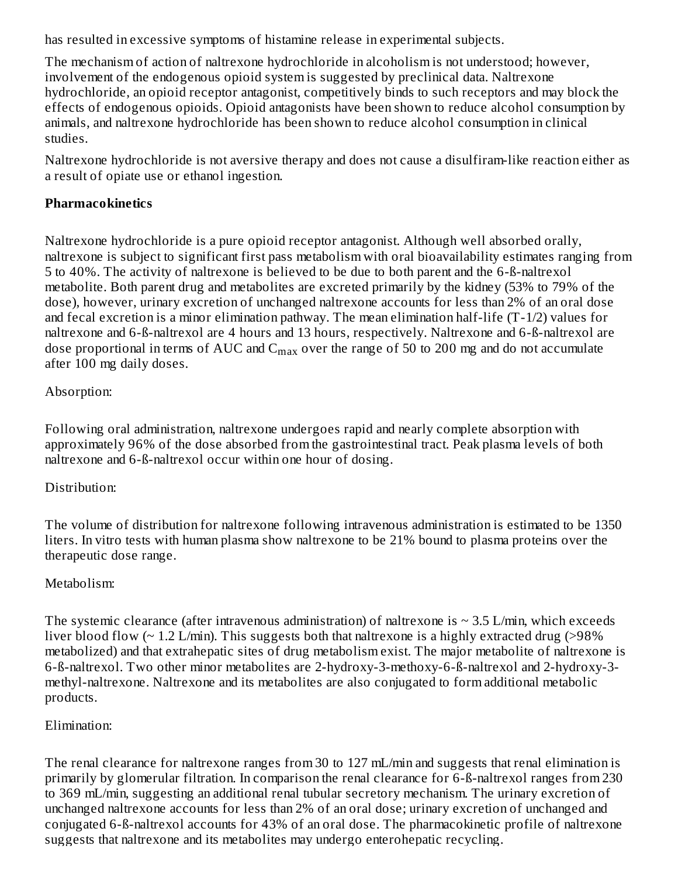has resulted in excessive symptoms of histamine release in experimental subjects.

The mechanism of action of naltrexone hydrochloride in alcoholism is not understood; however, involvement of the endogenous opioid system is suggested by preclinical data. Naltrexone hydrochloride, an opioid receptor antagonist, competitively binds to such receptors and may block the effects of endogenous opioids. Opioid antagonists have been shown to reduce alcohol consumption by animals, and naltrexone hydrochloride has been shown to reduce alcohol consumption in clinical studies.

Naltrexone hydrochloride is not aversive therapy and does not cause a disulfiram-like reaction either as a result of opiate use or ethanol ingestion.

**Pharmacokinetics**

Naltrexone hydrochloride is a pure opioid receptor antagonist. Although well absorbed orally, naltrexone is subject to significant first pass metabolism with oral bioavailability estimates ranging from 5 to 40%. The activity of naltrexone is believed to be due to both parent and the 6-ß-naltrexol metabolite. Both parent drug and metabolites are excreted primarily by the kidney (53% to 79% of the dose), however, urinary excretion of unchanged naltrexone accounts for less than 2% of an oral dose and fecal excretion is a minor elimination pathway. The mean elimination half-life (T-1/2) values for naltrexone and 6-ß-naltrexol are 4 hours and 13 hours, respectively. Naltrexone and 6-ß-naltrexol are dose proportional in terms of AUC and $C_{max}$ over the range of 50 to 200 mg and do not accumulate after 100 mg daily doses.

Absorption:

Following oral administration, naltrexone undergoes rapid and nearly complete absorption with approximately 96% of the dose absorbed from the gastrointestinal tract. Peak plasma levels of both naltrexone and 6-ß-naltrexol occur within one hour of dosing.

Distribution:

The volume of distribution for naltrexone following intravenous administration is estimated to be 1350 liters. In vitro tests with human plasma show naltrexone to be 21% bound to plasma proteins over the therapeutic dose range.

Metabolism:

The systemic clearance (after intravenous administration) of naltrexone is ~ 3.5 L/min, which exceeds liver blood flow (~ 1.2 L/min). This suggests both that naltrexone is a highly extracted drug (>98% metabolized) and that extrahepatic sites of drug metabolism exist. The major metabolite of naltrexone is 6-ß-naltrexol. Two other minor metabolites are 2-hydroxy-3-methoxy-6-ß-naltrexol and 2-hydroxy-3-methyl-naltrexone. Naltrexone and its metabolites are also conjugated to form additional metabolic products.

Elimination:

The renal clearance for naltrexone ranges from 30 to 127 mL/min and suggests that renal elimination is primarily by glomerular filtration. In comparison the renal clearance for 6-ß-naltrexol ranges from 230 to 369 mL/min, suggesting an additional renal tubular secretory mechanism. The urinary excretion of unchanged naltrexone accounts for less than 2% of an oral dose; urinary excretion of unchanged and conjugated 6-ß-naltrexol accounts for 43% of an oral dose. The pharmacokinetic profile of naltrexone suggests that naltrexone and its metabolites may undergo enterohepatic recycling.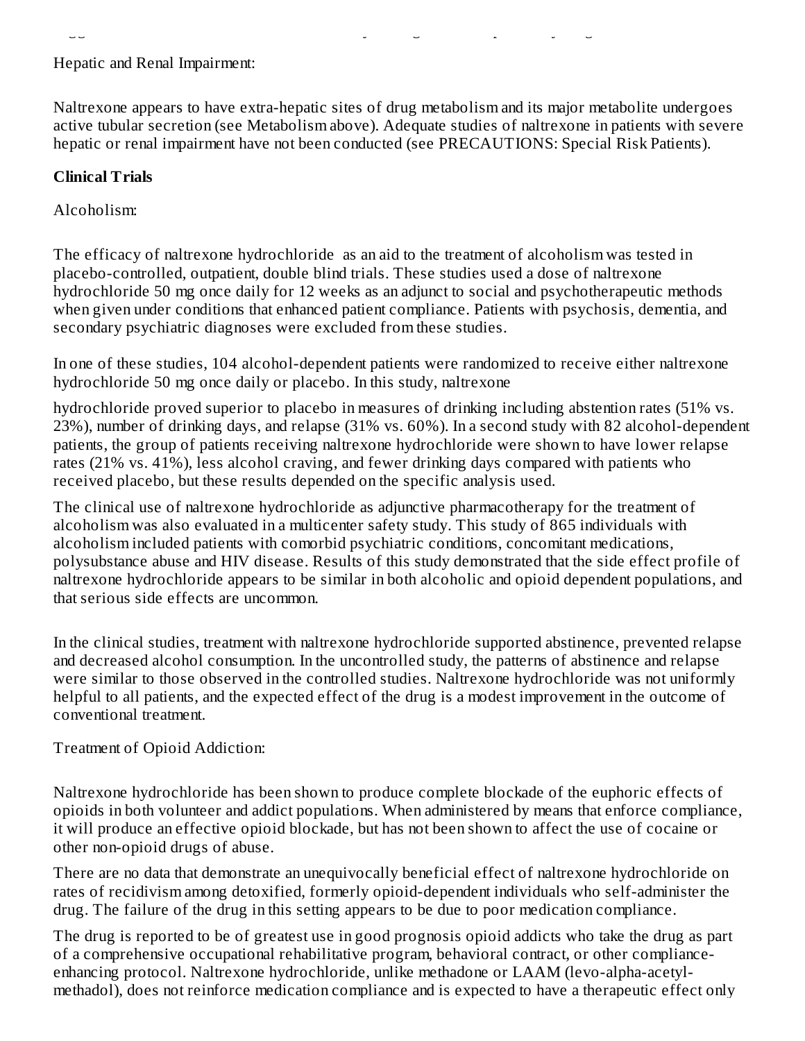Hepatic and Renal Impairment:

Naltrexone appears to have extra-hepatic sites of drug metabolism and its major metabolite undergoes active tubular secretion (see Metabolism above). Adequate studies of naltrexone in patients with severe hepatic or renal impairment have not been conducted (see PRECAUTIONS: Special Risk Patients).

**Clinical Trials**

Alcoholism:

The efficacy of naltrexone hydrochloride as an aid to the treatment of alcoholism was tested in placebo-controlled, outpatient, double blind trials. These studies used a dose of naltrexone hydrochloride 50 mg once daily for 12 weeks as an adjunct to social and psychotherapeutic methods when given under conditions that enhanced patient compliance. Patients with psychosis, dementia, and secondary psychiatric diagnoses were excluded from these studies.

In one of these studies, 104 alcohol-dependent patients were randomized to receive either naltrexone hydrochloride 50 mg once daily or placebo. In this study, naltrexone hydrochloride proved superior to placebo in measures of drinking including abstention rates (51% vs. 23%), number of drinking days, and relapse (31% vs. 60%). In a second study with 82 alcohol-dependent patients, the group of patients receiving naltrexone hydrochloride were shown to have lower relapse rates (21% vs. 41%), less alcohol craving, and fewer drinking days compared with patients who received placebo, but these results depended on the specific analysis used.

The clinical use of naltrexone hydrochloride as adjunctive pharmacotherapy for the treatment of alcoholism was also evaluated in a multicenter safety study. This study of 865 individuals with alcoholism included patients with comorbid psychiatric conditions, concomitant medications, polysubstance abuse and HIV disease. Results of this study demonstrated that the side effect profile of naltrexone hydrochloride appears to be similar in both alcoholic and opioid dependent populations, and that serious side effects are uncommon.

In the clinical studies, treatment with naltrexone hydrochloride supported abstinence, prevented relapse and decreased alcohol consumption. In the uncontrolled study, the patterns of abstinence and relapse were similar to those observed in the controlled studies. Naltrexone hydrochloride was not uniformly helpful to all patients, and the expected effect of the drug is a modest improvement in the outcome of conventional treatment.

Treatment of Opioid Addiction:

Naltrexone hydrochloride has been shown to produce complete blockade of the euphoric effects of opioids in both volunteer and addict populations. When administered by means that enforce compliance, it will produce an effective opioid blockade, but has not been shown to affect the use of cocaine or other non-opioid drugs of abuse.

There are no data that demonstrate an unequivocally beneficial effect of naltrexone hydrochloride on rates of recidivism among detoxified, formerly opioid-dependent individuals who self-administer the drug. The failure of the drug in this setting appears to be due to poor medication compliance.

The drug is reported to be of greatest use in good prognosis opioid addicts who take the drug as part of a comprehensive occupational rehabilitative program, behavioral contract, or other compliance-enhancing protocol. Naltrexone hydrochloride, unlike methadone or LAAM (levo-alpha-acetyl-methadol), does not reinforce medication compliance and is expected to have a therapeutic effect only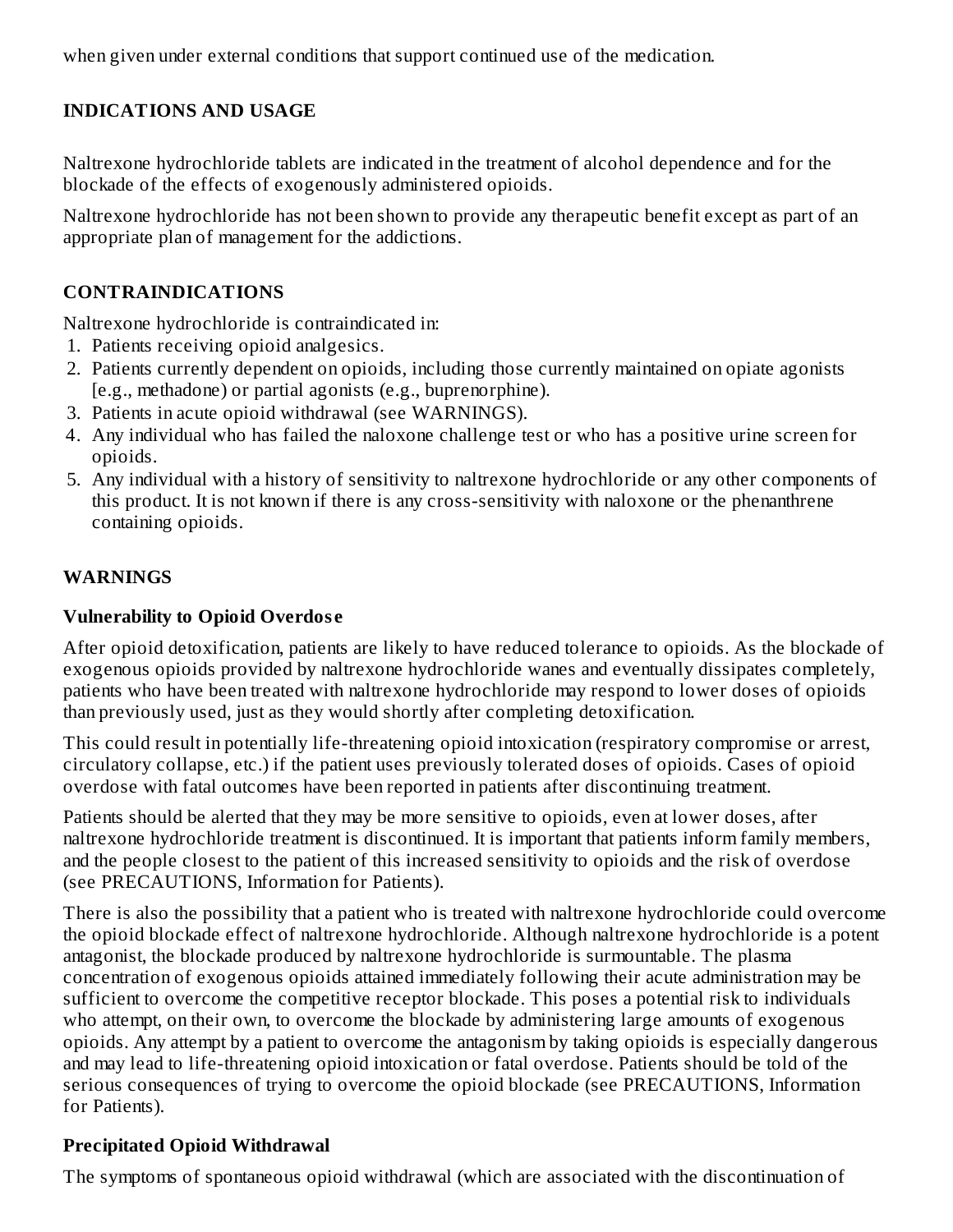when given under external conditions that support continued use of the medication.

## INDICATIONS AND USAGE

Naltrexone hydrochloride tablets are indicated in the treatment of alcohol dependence and for the blockade of the effects of exogenously administered opioids.

Naltrexone hydrochloride has not been shown to provide any therapeutic benefit except as part of an appropriate plan of management for the addictions.

## CONTRAINDICATIONS

Naltrexone hydrochloride is contraindicated in:

1. Patients receiving opioid analgesics.
2. Patients currently dependent on opioids, including those currently maintained on opiate agonists [e.g., methadone) or partial agonists (e.g., buprenorphine).
3. Patients in acute opioid withdrawal (see WARNINGS).
4. Any individual who has failed the naloxone challenge test or who has a positive urine screen for opioids.
5. Any individual with a history of sensitivity to naltrexone hydrochloride or any other components of this product. It is not known if there is any cross-sensitivity with naloxone or the phenanthrene containing opioids.

## WARNINGS

### Vulnerability to Opioid Overdose

After opioid detoxification, patients are likely to have reduced tolerance to opioids. As the blockade of exogenous opioids provided by naltrexone hydrochloride wanes and eventually dissipates completely, patients who have been treated with naltrexone hydrochloride may respond to lower doses of opioids than previously used, just as they would shortly after completing detoxification.

This could result in potentially life-threatening opioid intoxication (respiratory compromise or arrest, circulatory collapse, etc.) if the patient uses previously tolerated doses of opioids. Cases of opioid overdose with fatal outcomes have been reported in patients after discontinuing treatment.

Patients should be alerted that they may be more sensitive to opioids, even at lower doses, after naltrexone hydrochloride treatment is discontinued. It is important that patients inform family members, and the people closest to the patient of this increased sensitivity to opioids and the risk of overdose (see PRECAUTIONS, Information for Patients).

There is also the possibility that a patient who is treated with naltrexone hydrochloride could overcome the opioid blockade effect of naltrexone hydrochloride. Although naltrexone hydrochloride is a potent antagonist, the blockade produced by naltrexone hydrochloride is surmountable. The plasma concentration of exogenous opioids attained immediately following their acute administration may be sufficient to overcome the competitive receptor blockade. This poses a potential risk to individuals who attempt, on their own, to overcome the blockade by administering large amounts of exogenous opioids. Any attempt by a patient to overcome the antagonism by taking opioids is especially dangerous and may lead to life-threatening opioid intoxication or fatal overdose. Patients should be told of the serious consequences of trying to overcome the opioid blockade (see PRECAUTIONS, Information for Patients).

### Precipitated Opioid Withdrawal

The symptoms of spontaneous opioid withdrawal (which are associated with the discontinuation of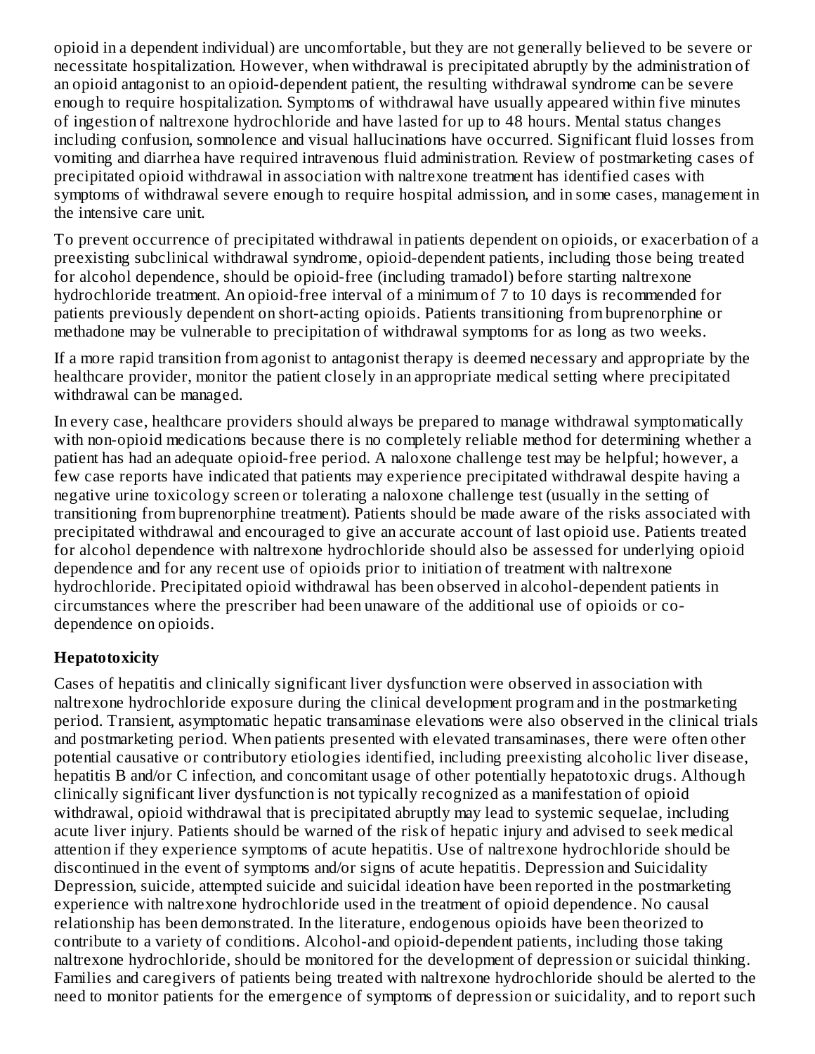opioid in a dependent individual) are uncomfortable, but they are not generally believed to be severe or necessitate hospitalization. However, when withdrawal is precipitated abruptly by the administration of an opioid antagonist to an opioid-dependent patient, the resulting withdrawal syndrome can be severe enough to require hospitalization. Symptoms of withdrawal have usually appeared within five minutes of ingestion of naltrexone hydrochloride and have lasted for up to 48 hours. Mental status changes including confusion, somnolence and visual hallucinations have occurred. Significant fluid losses from vomiting and diarrhea have required intravenous fluid administration. Review of postmarketing cases of precipitated opioid withdrawal in association with naltrexone treatment has identified cases with symptoms of withdrawal severe enough to require hospital admission, and in some cases, management in the intensive care unit.

To prevent occurrence of precipitated withdrawal in patients dependent on opioids, or exacerbation of a preexisting subclinical withdrawal syndrome, opioid-dependent patients, including those being treated for alcohol dependence, should be opioid-free (including tramadol) before starting naltrexone hydrochloride treatment. An opioid-free interval of a minimum of 7 to 10 days is recommended for patients previously dependent on short-acting opioids. Patients transitioning from buprenorphine or methadone may be vulnerable to precipitation of withdrawal symptoms for as long as two weeks.

If a more rapid transition from agonist to antagonist therapy is deemed necessary and appropriate by the healthcare provider, monitor the patient closely in an appropriate medical setting where precipitated withdrawal can be managed.

In every case, healthcare providers should always be prepared to manage withdrawal symptomatically with non-opioid medications because there is no completely reliable method for determining whether a patient has had an adequate opioid-free period. A naloxone challenge test may be helpful; however, a few case reports have indicated that patients may experience precipitated withdrawal despite having a negative urine toxicology screen or tolerating a naloxone challenge test (usually in the setting of transitioning from buprenorphine treatment). Patients should be made aware of the risks associated with precipitated withdrawal and encouraged to give an accurate account of last opioid use. Patients treated for alcohol dependence with naltrexone hydrochloride should also be assessed for underlying opioid dependence and for any recent use of opioids prior to initiation of treatment with naltrexone hydrochloride. Precipitated opioid withdrawal has been observed in alcohol-dependent patients in circumstances where the prescriber had been unaware of the additional use of opioids or co-dependence on opioids.

**Hepatotoxicity**

Cases of hepatitis and clinically significant liver dysfunction were observed in association with naltrexone hydrochloride exposure during the clinical development program and in the postmarketing period. Transient, asymptomatic hepatic transaminase elevations were also observed in the clinical trials and postmarketing period. When patients presented with elevated transaminases, there were often other potential causative or contributory etiologies identified, including preexisting alcoholic liver disease, hepatitis B and/or C infection, and concomitant usage of other potentially hepatotoxic drugs. Although clinically significant liver dysfunction is not typically recognized as a manifestation of opioid withdrawal, opioid withdrawal that is precipitated abruptly may lead to systemic sequelae, including acute liver injury. Patients should be warned of the risk of hepatic injury and advised to seek medical attention if they experience symptoms of acute hepatitis. Use of naltrexone hydrochloride should be discontinued in the event of symptoms and/or signs of acute hepatitis. Depression and Suicidality Depression, suicide, attempted suicide and suicidal ideation have been reported in the postmarketing experience with naltrexone hydrochloride used in the treatment of opioid dependence. No causal relationship has been demonstrated. In the literature, endogenous opioids have been theorized to contribute to a variety of conditions. Alcohol-and opioid-dependent patients, including those taking naltrexone hydrochloride, should be monitored for the development of depression or suicidal thinking. Families and caregivers of patients being treated with naltrexone hydrochloride should be alerted to the need to monitor patients for the emergence of symptoms of depression or suicidality, and to report such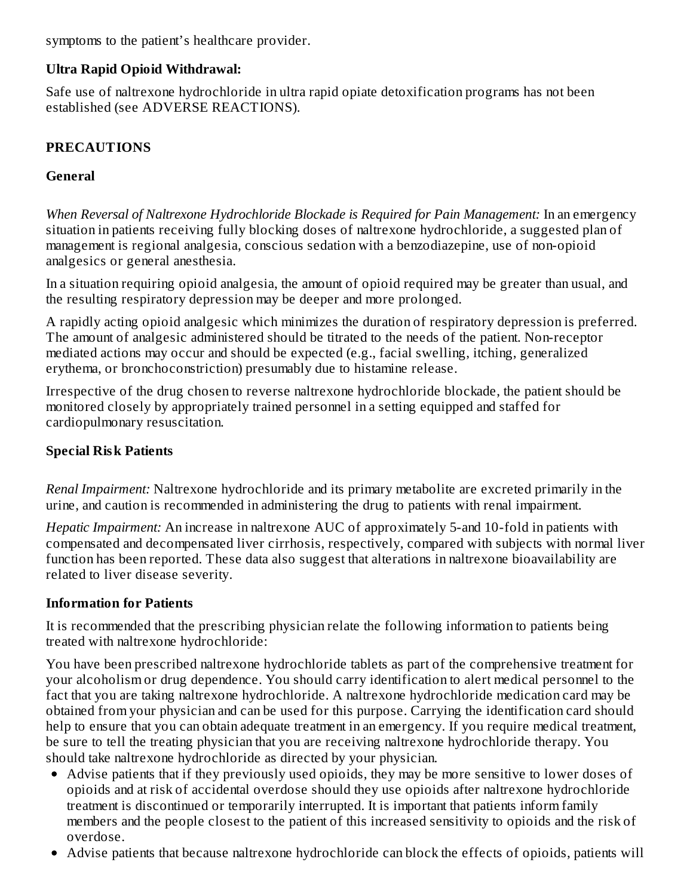symptoms to the patient's healthcare provider.

**Ultra Rapid Opioid Withdrawal:**

Safe use of naltrexone hydrochloride in ultra rapid opiate detoxification programs has not been established (see ADVERSE REACTIONS).

## PRECAUTIONS

### General

*When Reversal of Naltrexone Hydrochloride Blockade is Required for Pain Management:* In an emergency situation in patients receiving fully blocking doses of naltrexone hydrochloride, a suggested plan of management is regional analgesia, conscious sedation with a benzodiazepine, use of non-opioid analgesics or general anesthesia.

In a situation requiring opioid analgesia, the amount of opioid required may be greater than usual, and the resulting respiratory depression may be deeper and more prolonged.

A rapidly acting opioid analgesic which minimizes the duration of respiratory depression is preferred. The amount of analgesic administered should be titrated to the needs of the patient. Non-receptor mediated actions may occur and should be expected (e.g., facial swelling, itching, generalized erythema, or bronchoconstriction) presumably due to histamine release.

Irrespective of the drug chosen to reverse naltrexone hydrochloride blockade, the patient should be monitored closely by appropriately trained personnel in a setting equipped and staffed for cardiopulmonary resuscitation.

### Special Risk Patients

*Renal Impairment:* Naltrexone hydrochloride and its primary metabolite are excreted primarily in the urine, and caution is recommended in administering the drug to patients with renal impairment.

*Hepatic Impairment:* An increase in naltrexone AUC of approximately 5-and 10-fold in patients with compensated and decompensated liver cirrhosis, respectively, compared with subjects with normal liver function has been reported. These data also suggest that alterations in naltrexone bioavailability are related to liver disease severity.

### Information for Patients

It is recommended that the prescribing physician relate the following information to patients being treated with naltrexone hydrochloride:

You have been prescribed naltrexone hydrochloride tablets as part of the comprehensive treatment for your alcoholism or drug dependence. You should carry identification to alert medical personnel to the fact that you are taking naltrexone hydrochloride. A naltrexone hydrochloride medication card may be obtained from your physician and can be used for this purpose. Carrying the identification card should help to ensure that you can obtain adequate treatment in an emergency. If you require medical treatment, be sure to tell the treating physician that you are receiving naltrexone hydrochloride therapy. You should take naltrexone hydrochloride as directed by your physician.

- Advise patients that if they previously used opioids, they may be more sensitive to lower doses of opioids and at risk of accidental overdose should they use opioids after naltrexone hydrochloride treatment is discontinued or temporarily interrupted. It is important that patients inform family members and the people closest to the patient of this increased sensitivity to opioids and the risk of overdose.
- Advise patients that because naltrexone hydrochloride can block the effects of opioids, patients will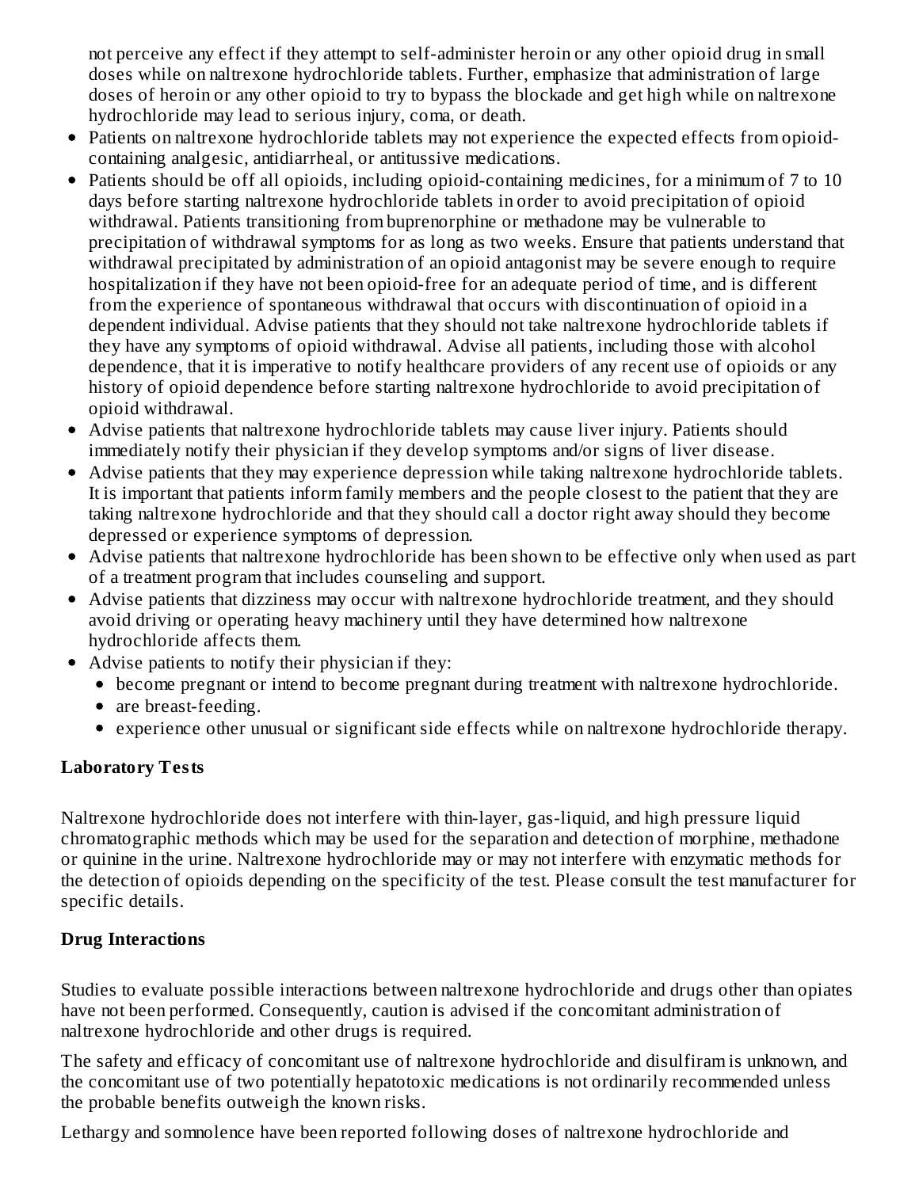not perceive any effect if they attempt to self-administer heroin or any other opioid drug in small doses while on naltrexone hydrochloride tablets. Further, emphasize that administration of large doses of heroin or any other opioid to try to bypass the blockade and get high while on naltrexone hydrochloride may lead to serious injury, coma, or death.

- Patients on naltrexone hydrochloride tablets may not experience the expected effects from opioid-containing analgesic, antidiarrheal, or antitussive medications.
- Patients should be off all opioids, including opioid-containing medicines, for a minimum of 7 to 10 days before starting naltrexone hydrochloride tablets in order to avoid precipitation of opioid withdrawal. Patients transitioning from buprenorphine or methadone may be vulnerable to precipitation of withdrawal symptoms for as long as two weeks. Ensure that patients understand that withdrawal precipitated by administration of an opioid antagonist may be severe enough to require hospitalization if they have not been opioid-free for an adequate period of time, and is different from the experience of spontaneous withdrawal that occurs with discontinuation of opioid in a dependent individual. Advise patients that they should not take naltrexone hydrochloride tablets if they have any symptoms of opioid withdrawal. Advise all patients, including those with alcohol dependence, that it is imperative to notify healthcare providers of any recent use of opioids or any history of opioid dependence before starting naltrexone hydrochloride to avoid precipitation of opioid withdrawal.
- Advise patients that naltrexone hydrochloride tablets may cause liver injury. Patients should immediately notify their physician if they develop symptoms and/or signs of liver disease.
- Advise patients that they may experience depression while taking naltrexone hydrochloride tablets. It is important that patients inform family members and the people closest to the patient that they are taking naltrexone hydrochloride and that they should call a doctor right away should they become depressed or experience symptoms of depression.
- Advise patients that naltrexone hydrochloride has been shown to be effective only when used as part of a treatment program that includes counseling and support.
- Advise patients that dizziness may occur with naltrexone hydrochloride treatment, and they should avoid driving or operating heavy machinery until they have determined how naltrexone hydrochloride affects them.
- Advise patients to notify their physician if they:
  - become pregnant or intend to become pregnant during treatment with naltrexone hydrochloride.
  - are breast-feeding.
  - experience other unusual or significant side effects while on naltrexone hydrochloride therapy.

**Laboratory Tests**

Naltrexone hydrochloride does not interfere with thin-layer, gas-liquid, and high pressure liquid chromatographic methods which may be used for the separation and detection of morphine, methadone or quinine in the urine. Naltrexone hydrochloride may or may not interfere with enzymatic methods for the detection of opioids depending on the specificity of the test. Please consult the test manufacturer for specific details.

**Drug Interactions**

Studies to evaluate possible interactions between naltrexone hydrochloride and drugs other than opiates have not been performed. Consequently, caution is advised if the concomitant administration of naltrexone hydrochloride and other drugs is required.

The safety and efficacy of concomitant use of naltrexone hydrochloride and disulfiram is unknown, and the concomitant use of two potentially hepatotoxic medications is not ordinarily recommended unless the probable benefits outweigh the known risks.

Lethargy and somnolence have been reported following doses of naltrexone hydrochloride and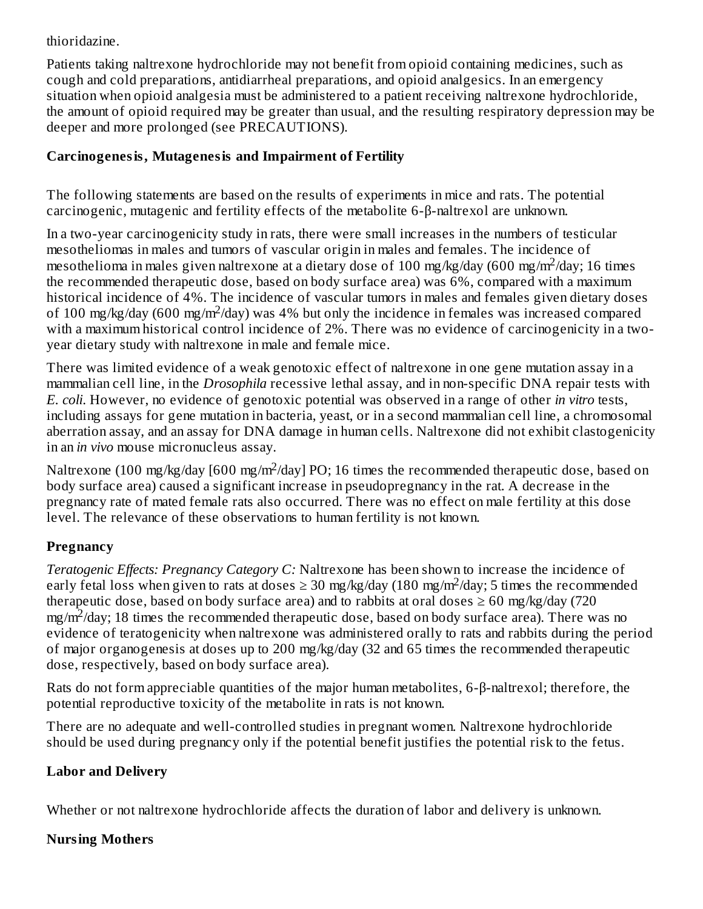thioridazine.

Patients taking naltrexone hydrochloride may not benefit from opioid containing medicines, such as cough and cold preparations, antidiarrheal preparations, and opioid analgesics. In an emergency situation when opioid analgesia must be administered to a patient receiving naltrexone hydrochloride, the amount of opioid required may be greater than usual, and the resulting respiratory depression may be deeper and more prolonged (see PRECAUTIONS).

### Carcinogenesis, Mutagenesis and Impairment of Fertility

The following statements are based on the results of experiments in mice and rats. The potential carcinogenic, mutagenic and fertility effects of the metabolite 6-β-naltrexol are unknown.

In a two-year carcinogenicity study in rats, there were small increases in the numbers of testicular mesotheliomas in males and tumors of vascular origin in males and females. The incidence of mesothelioma in males given naltrexone at a dietary dose of 100 mg/kg/day (600 mg/$m^2$/day; 16 times the recommended therapeutic dose, based on body surface area) was 6%, compared with a maximum historical incidence of 4%. The incidence of vascular tumors in males and females given dietary doses of 100 mg/kg/day (600 mg/$m^2$/day) was 4% but only the incidence in females was increased compared with a maximum historical control incidence of 2%. There was no evidence of carcinogenicity in a two-year dietary study with naltrexone in male and female mice.

There was limited evidence of a weak genotoxic effect of naltrexone in one gene mutation assay in a mammalian cell line, in the *Drosophila* recessive lethal assay, and in non-specific DNA repair tests with *E. coli*. However, no evidence of genotoxic potential was observed in a range of other *in vitro* tests, including assays for gene mutation in bacteria, yeast, or in a second mammalian cell line, a chromosomal aberration assay, and an assay for DNA damage in human cells. Naltrexone did not exhibit clastogenicity in an *in vivo* mouse micronucleus assay.

Naltrexone (100 mg/kg/day [600 mg/$m^2$/day] PO; 16 times the recommended therapeutic dose, based on body surface area) caused a significant increase in pseudopregnancy in the rat. A decrease in the pregnancy rate of mated female rats also occurred. There was no effect on male fertility at this dose level. The relevance of these observations to human fertility is not known.

### Pregnancy

*Teratogenic Effects: Pregnancy Category C:* Naltrexone has been shown to increase the incidence of early fetal loss when given to rats at doses ≥ 30 mg/kg/day (180 mg/$m^2$/day; 5 times the recommended therapeutic dose, based on body surface area) and to rabbits at oral doses ≥ 60 mg/kg/day (720 mg/$m^2$/day; 18 times the recommended therapeutic dose, based on body surface area). There was no evidence of teratogenicity when naltrexone was administered orally to rats and rabbits during the period of major organogenesis at doses up to 200 mg/kg/day (32 and 65 times the recommended therapeutic dose, respectively, based on body surface area).

Rats do not form appreciable quantities of the major human metabolites, 6-β-naltrexol; therefore, the potential reproductive toxicity of the metabolite in rats is not known.

There are no adequate and well-controlled studies in pregnant women. Naltrexone hydrochloride should be used during pregnancy only if the potential benefit justifies the potential risk to the fetus.

### Labor and Delivery

Whether or not naltrexone hydrochloride affects the duration of labor and delivery is unknown.

### Nursing Mothers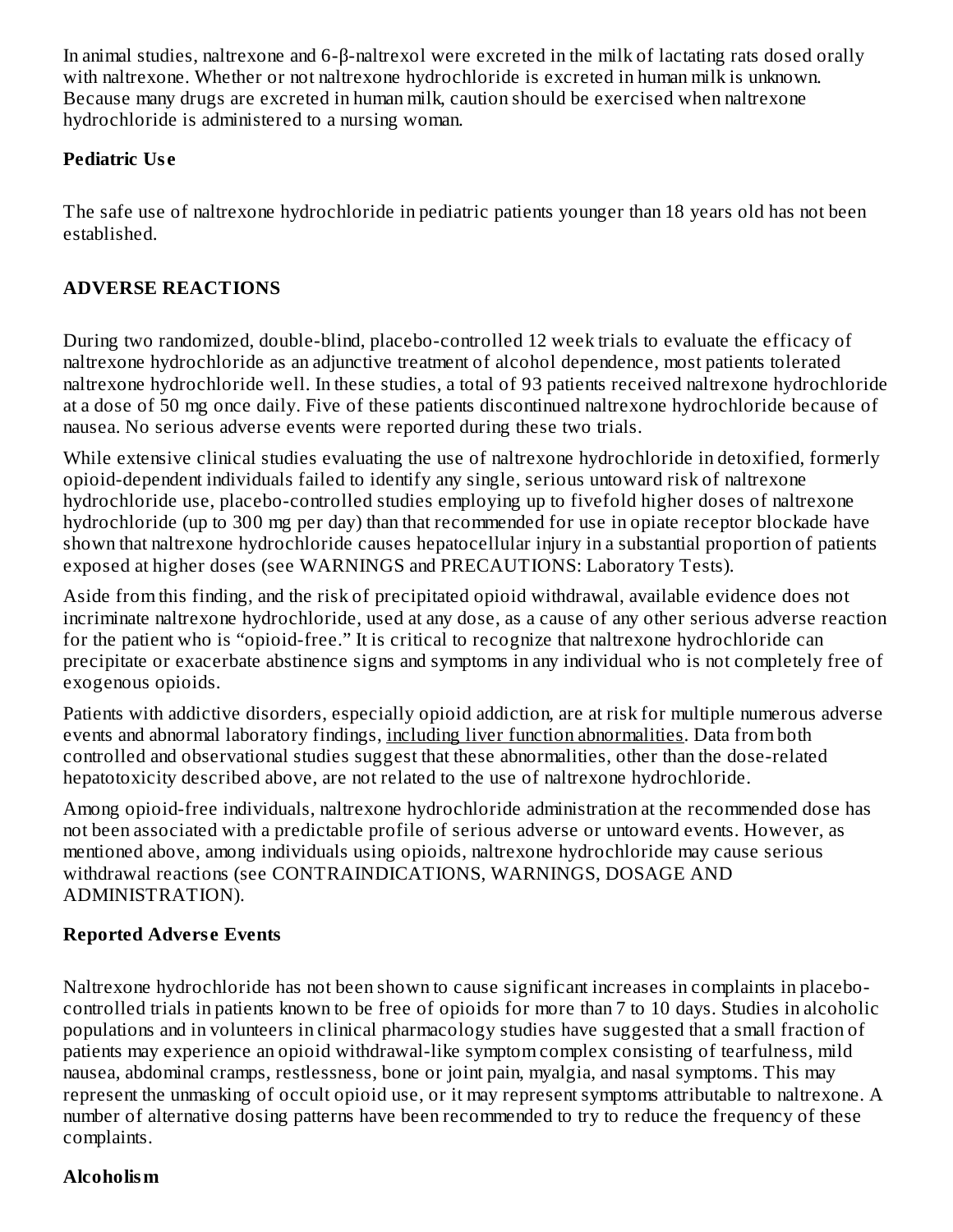In animal studies, naltrexone and 6-β-naltrexol were excreted in the milk of lactating rats dosed orally with naltrexone. Whether or not naltrexone hydrochloride is excreted in human milk is unknown. Because many drugs are excreted in human milk, caution should be exercised when naltrexone hydrochloride is administered to a nursing woman.

**Pediatric Use**

The safe use of naltrexone hydrochloride in pediatric patients younger than 18 years old has not been established.

## ADVERSE REACTIONS

During two randomized, double-blind, placebo-controlled 12 week trials to evaluate the efficacy of naltrexone hydrochloride as an adjunctive treatment of alcohol dependence, most patients tolerated naltrexone hydrochloride well. In these studies, a total of 93 patients received naltrexone hydrochloride at a dose of 50 mg once daily. Five of these patients discontinued naltrexone hydrochloride because of nausea. No serious adverse events were reported during these two trials.

While extensive clinical studies evaluating the use of naltrexone hydrochloride in detoxified, formerly opioid-dependent individuals failed to identify any single, serious untoward risk of naltrexone hydrochloride use, placebo-controlled studies employing up to fivefold higher doses of naltrexone hydrochloride (up to 300 mg per day) than that recommended for use in opiate receptor blockade have shown that naltrexone hydrochloride causes hepatocellular injury in a substantial proportion of patients exposed at higher doses (see WARNINGS and PRECAUTIONS: Laboratory Tests).

Aside from this finding, and the risk of precipitated opioid withdrawal, available evidence does not incriminate naltrexone hydrochloride, used at any dose, as a cause of any other serious adverse reaction for the patient who is "opioid-free." It is critical to recognize that naltrexone hydrochloride can precipitate or exacerbate abstinence signs and symptoms in any individual who is not completely free of exogenous opioids.

Patients with addictive disorders, especially opioid addiction, are at risk for multiple numerous adverse events and abnormal laboratory findings, including liver function abnormalities. Data from both controlled and observational studies suggest that these abnormalities, other than the dose-related hepatotoxicity described above, are not related to the use of naltrexone hydrochloride.

Among opioid-free individuals, naltrexone hydrochloride administration at the recommended dose has not been associated with a predictable profile of serious adverse or untoward events. However, as mentioned above, among individuals using opioids, naltrexone hydrochloride may cause serious withdrawal reactions (see CONTRAINDICATIONS, WARNINGS, DOSAGE AND ADMINISTRATION).

**Reported Adverse Events**

Naltrexone hydrochloride has not been shown to cause significant increases in complaints in placebo-controlled trials in patients known to be free of opioids for more than 7 to 10 days. Studies in alcoholic populations and in volunteers in clinical pharmacology studies have suggested that a small fraction of patients may experience an opioid withdrawal-like symptom complex consisting of tearfulness, mild nausea, abdominal cramps, restlessness, bone or joint pain, myalgia, and nasal symptoms. This may represent the unmasking of occult opioid use, or it may represent symptoms attributable to naltrexone. A number of alternative dosing patterns have been recommended to try to reduce the frequency of these complaints.

**Alcoholism**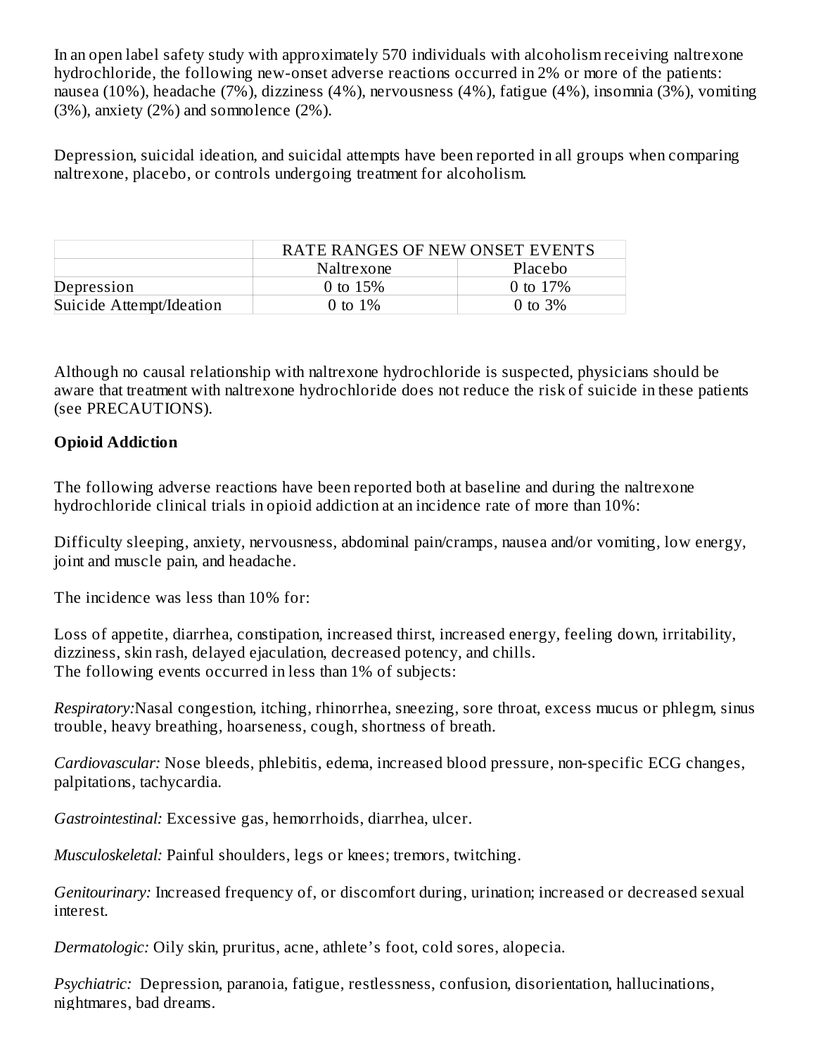In an open label safety study with approximately 570 individuals with alcoholism receiving naltrexone hydrochloride, the following new-onset adverse reactions occurred in 2% or more of the patients: nausea (10%), headache (7%), dizziness (4%), nervousness (4%), fatigue (4%), insomnia (3%), vomiting (3%), anxiety (2%) and somnolence (2%).

Depression, suicidal ideation, and suicidal attempts have been reported in all groups when comparing naltrexone, placebo, or controls undergoing treatment for alcoholism.

| | RATE RANGES OF NEW ONSET EVENTS | |
|---|---|---|
| | Naltrexone | Placebo |
| Depression | 0 to 15% | 0 to 17% |
| Suicide Attempt/Ideation | 0 to 1% | 0 to 3% |

Although no causal relationship with naltrexone hydrochloride is suspected, physicians should be aware that treatment with naltrexone hydrochloride does not reduce the risk of suicide in these patients (see PRECAUTIONS).

**Opioid Addiction**

The following adverse reactions have been reported both at baseline and during the naltrexone hydrochloride clinical trials in opioid addiction at an incidence rate of more than 10%:

Difficulty sleeping, anxiety, nervousness, abdominal pain/cramps, nausea and/or vomiting, low energy, joint and muscle pain, and headache.

The incidence was less than 10% for:

Loss of appetite, diarrhea, constipation, increased thirst, increased energy, feeling down, irritability, dizziness, skin rash, delayed ejaculation, decreased potency, and chills.
The following events occurred in less than 1% of subjects:

*Respiratory:*Nasal congestion, itching, rhinorrhea, sneezing, sore throat, excess mucus or phlegm, sinus trouble, heavy breathing, hoarseness, cough, shortness of breath.

*Cardiovascular:* Nose bleeds, phlebitis, edema, increased blood pressure, non-specific ECG changes, palpitations, tachycardia.

*Gastrointestinal:* Excessive gas, hemorrhoids, diarrhea, ulcer.

*Musculoskeletal:* Painful shoulders, legs or knees; tremors, twitching.

*Genitourinary:* Increased frequency of, or discomfort during, urination; increased or decreased sexual interest.

*Dermatologic:* Oily skin, pruritus, acne, athlete's foot, cold sores, alopecia.

*Psychiatric:* Depression, paranoia, fatigue, restlessness, confusion, disorientation, hallucinations, nightmares, bad dreams.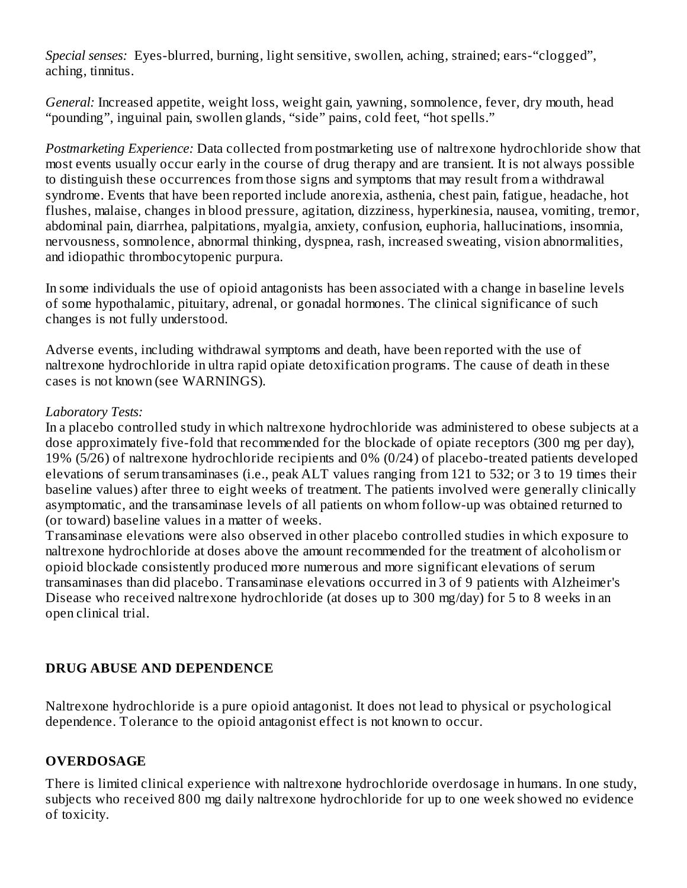*Special senses:* Eyes-blurred, burning, light sensitive, swollen, aching, strained; ears-“clogged”, aching, tinnitus.

*General:* Increased appetite, weight loss, weight gain, yawning, somnolence, fever, dry mouth, head “pounding”, inguinal pain, swollen glands, “side” pains, cold feet, “hot spells.”

*Postmarketing Experience:* Data collected from postmarketing use of naltrexone hydrochloride show that most events usually occur early in the course of drug therapy and are transient. It is not always possible to distinguish these occurrences from those signs and symptoms that may result from a withdrawal syndrome. Events that have been reported include anorexia, asthenia, chest pain, fatigue, headache, hot flushes, malaise, changes in blood pressure, agitation, dizziness, hyperkinesia, nausea, vomiting, tremor, abdominal pain, diarrhea, palpitations, myalgia, anxiety, confusion, euphoria, hallucinations, insomnia, nervousness, somnolence, abnormal thinking, dyspnea, rash, increased sweating, vision abnormalities, and idiopathic thrombocytopenic purpura.

In some individuals the use of opioid antagonists has been associated with a change in baseline levels of some hypothalamic, pituitary, adrenal, or gonadal hormones. The clinical significance of such changes is not fully understood.

Adverse events, including withdrawal symptoms and death, have been reported with the use of naltrexone hydrochloride in ultra rapid opiate detoxification programs. The cause of death in these cases is not known (see WARNINGS).

*Laboratory Tests:*

In a placebo controlled study in which naltrexone hydrochloride was administered to obese subjects at a dose approximately five-fold that recommended for the blockade of opiate receptors (300 mg per day), 19% (5/26) of naltrexone hydrochloride recipients and 0% (0/24) of placebo-treated patients developed elevations of serum transaminases (i.e., peak ALT values ranging from 121 to 532; or 3 to 19 times their baseline values) after three to eight weeks of treatment. The patients involved were generally clinically asymptomatic, and the transaminase levels of all patients on whom follow-up was obtained returned to (or toward) baseline values in a matter of weeks.

Transaminase elevations were also observed in other placebo controlled studies in which exposure to naltrexone hydrochloride at doses above the amount recommended for the treatment of alcoholism or opioid blockade consistently produced more numerous and more significant elevations of serum transaminases than did placebo. Transaminase elevations occurred in 3 of 9 patients with Alzheimer's Disease who received naltrexone hydrochloride (at doses up to 300 mg/day) for 5 to 8 weeks in an open clinical trial.

## DRUG ABUSE AND DEPENDENCE

Naltrexone hydrochloride is a pure opioid antagonist. It does not lead to physical or psychological dependence. Tolerance to the opioid antagonist effect is not known to occur.

## OVERDOSAGE

There is limited clinical experience with naltrexone hydrochloride overdosage in humans. In one study, subjects who received 800 mg daily naltrexone hydrochloride for up to one week showed no evidence of toxicity.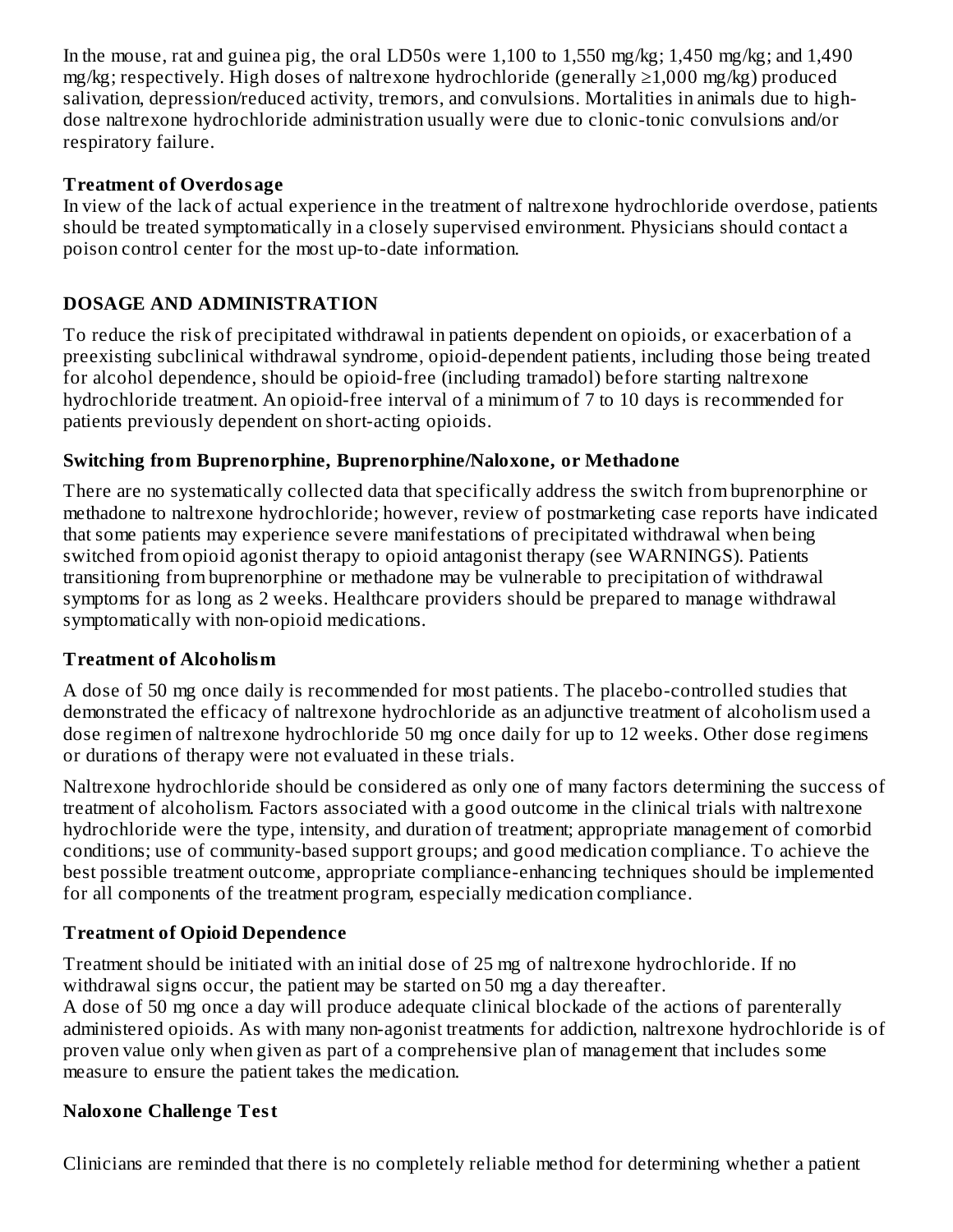In the mouse, rat and guinea pig, the oral LD50s were 1,100 to 1,550 mg/kg; 1,450 mg/kg; and 1,490 mg/kg; respectively. High doses of naltrexone hydrochloride (generally ≥1,000 mg/kg) produced salivation, depression/reduced activity, tremors, and convulsions. Mortalities in animals due to high-dose naltrexone hydrochloride administration usually were due to clonic-tonic convulsions and/or respiratory failure.

### Treatment of Overdosage

In view of the lack of actual experience in the treatment of naltrexone hydrochloride overdose, patients should be treated symptomatically in a closely supervised environment. Physicians should contact a poison control center for the most up-to-date information.

## DOSAGE AND ADMINISTRATION

To reduce the risk of precipitated withdrawal in patients dependent on opioids, or exacerbation of a preexisting subclinical withdrawal syndrome, opioid-dependent patients, including those being treated for alcohol dependence, should be opioid-free (including tramadol) before starting naltrexone hydrochloride treatment. An opioid-free interval of a minimum of 7 to 10 days is recommended for patients previously dependent on short-acting opioids.

### Switching from Buprenorphine, Buprenorphine/Naloxone, or Methadone

There are no systematically collected data that specifically address the switch from buprenorphine or methadone to naltrexone hydrochloride; however, review of postmarketing case reports have indicated that some patients may experience severe manifestations of precipitated withdrawal when being switched from opioid agonist therapy to opioid antagonist therapy (see WARNINGS). Patients transitioning from buprenorphine or methadone may be vulnerable to precipitation of withdrawal symptoms for as long as 2 weeks. Healthcare providers should be prepared to manage withdrawal symptomatically with non-opioid medications.

### Treatment of Alcoholism

A dose of 50 mg once daily is recommended for most patients. The placebo-controlled studies that demonstrated the efficacy of naltrexone hydrochloride as an adjunctive treatment of alcoholism used a dose regimen of naltrexone hydrochloride 50 mg once daily for up to 12 weeks. Other dose regimens or durations of therapy were not evaluated in these trials.

Naltrexone hydrochloride should be considered as only one of many factors determining the success of treatment of alcoholism. Factors associated with a good outcome in the clinical trials with naltrexone hydrochloride were the type, intensity, and duration of treatment; appropriate management of comorbid conditions; use of community-based support groups; and good medication compliance. To achieve the best possible treatment outcome, appropriate compliance-enhancing techniques should be implemented for all components of the treatment program, especially medication compliance.

### Treatment of Opioid Dependence

Treatment should be initiated with an initial dose of 25 mg of naltrexone hydrochloride. If no withdrawal signs occur, the patient may be started on 50 mg a day thereafter.

A dose of 50 mg once a day will produce adequate clinical blockade of the actions of parenterally administered opioids. As with many non-agonist treatments for addiction, naltrexone hydrochloride is of proven value only when given as part of a comprehensive plan of management that includes some measure to ensure the patient takes the medication.

### Naloxone Challenge Test

Clinicians are reminded that there is no completely reliable method for determining whether a patient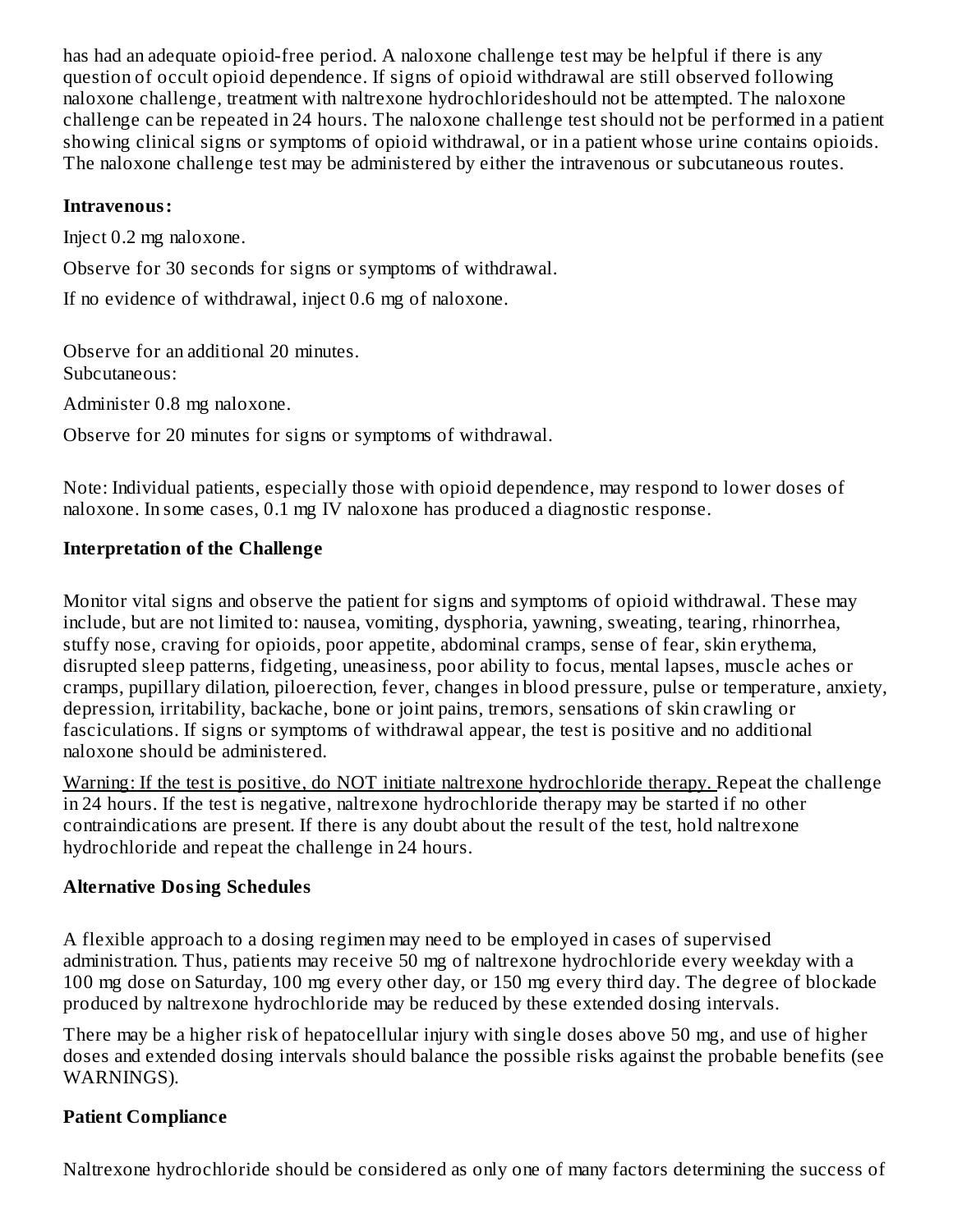has had an adequate opioid-free period. A naloxone challenge test may be helpful if there is any question of occult opioid dependence. If signs of opioid withdrawal are still observed following naloxone challenge, treatment with naltrexone hydrochlorideshould not be attempted. The naloxone challenge can be repeated in 24 hours. The naloxone challenge test should not be performed in a patient showing clinical signs or symptoms of opioid withdrawal, or in a patient whose urine contains opioids. The naloxone challenge test may be administered by either the intravenous or subcutaneous routes.

**Intravenous:**

Inject 0.2 mg naloxone.

Observe for 30 seconds for signs or symptoms of withdrawal.

If no evidence of withdrawal, inject 0.6 mg of naloxone.

Observe for an additional 20 minutes.
Subcutaneous:

Administer 0.8 mg naloxone.

Observe for 20 minutes for signs or symptoms of withdrawal.

Note: Individual patients, especially those with opioid dependence, may respond to lower doses of naloxone. In some cases, 0.1 mg IV naloxone has produced a diagnostic response.

**Interpretation of the Challenge**

Monitor vital signs and observe the patient for signs and symptoms of opioid withdrawal. These may include, but are not limited to: nausea, vomiting, dysphoria, yawning, sweating, tearing, rhinorrhea, stuffy nose, craving for opioids, poor appetite, abdominal cramps, sense of fear, skin erythema, disrupted sleep patterns, fidgeting, uneasiness, poor ability to focus, mental lapses, muscle aches or cramps, pupillary dilation, piloerection, fever, changes in blood pressure, pulse or temperature, anxiety, depression, irritability, backache, bone or joint pains, tremors, sensations of skin crawling or fasciculations. If signs or symptoms of withdrawal appear, the test is positive and no additional naloxone should be administered.

Warning: If the test is positive, do NOT initiate naltrexone hydrochloride therapy. Repeat the challenge in 24 hours. If the test is negative, naltrexone hydrochloride therapy may be started if no other contraindications are present. If there is any doubt about the result of the test, hold naltrexone hydrochloride and repeat the challenge in 24 hours.

**Alternative Dosing Schedules**

A flexible approach to a dosing regimen may need to be employed in cases of supervised administration. Thus, patients may receive 50 mg of naltrexone hydrochloride every weekday with a 100 mg dose on Saturday, 100 mg every other day, or 150 mg every third day. The degree of blockade produced by naltrexone hydrochloride may be reduced by these extended dosing intervals.

There may be a higher risk of hepatocellular injury with single doses above 50 mg, and use of higher doses and extended dosing intervals should balance the possible risks against the probable benefits (see WARNINGS).

**Patient Compliance**

Naltrexone hydrochloride should be considered as only one of many factors determining the success of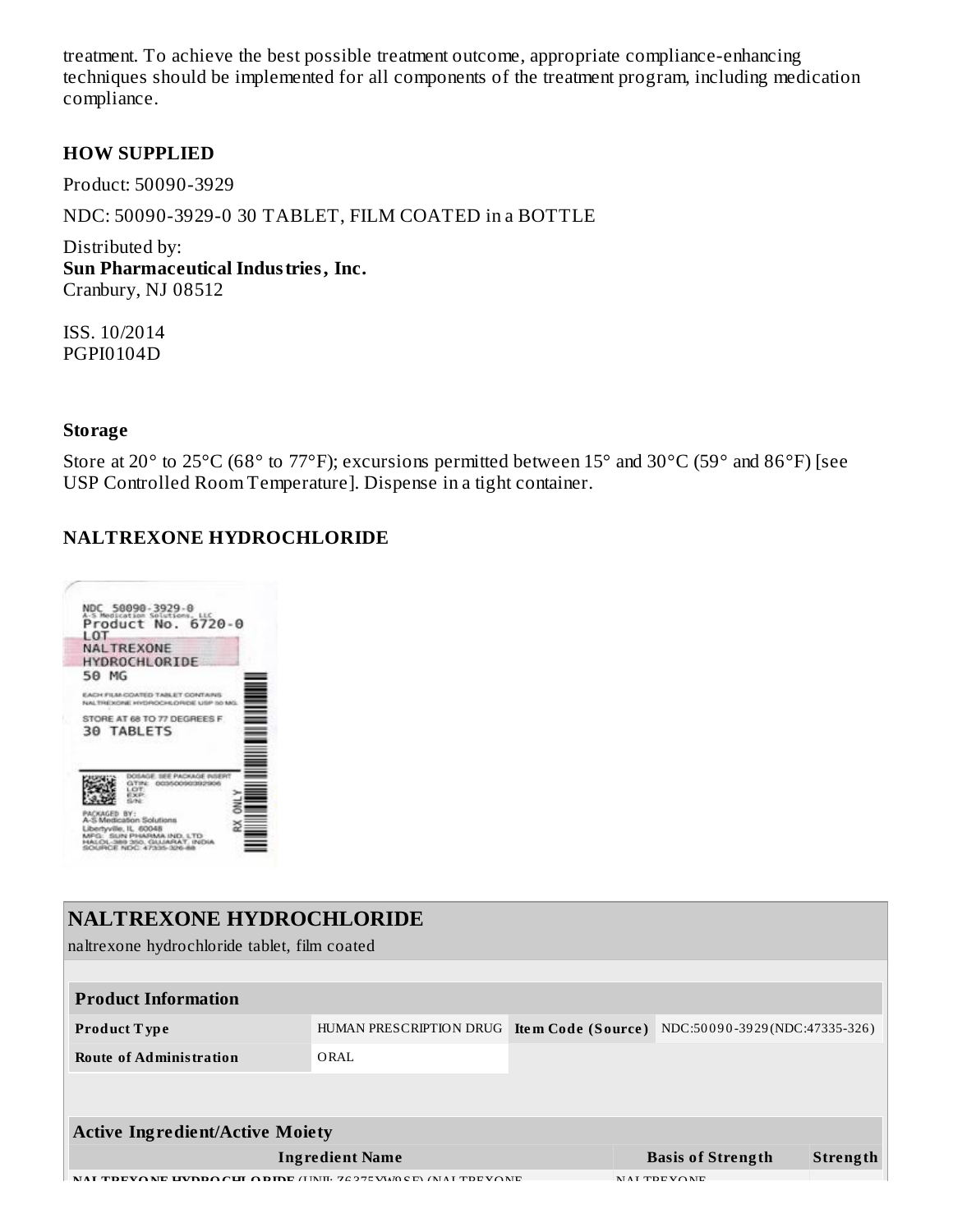treatment. To achieve the best possible treatment outcome, appropriate compliance-enhancing techniques should be implemented for all components of the treatment program, including medication compliance.

### HOW SUPPLIED

Product: 50090-3929

NDC: 50090-3929-0 30 TABLET, FILM COATED in a BOTTLE

Distributed by:
**Sun Pharmaceutical Industries, Inc.**
Cranbury, NJ 08512

ISS. 10/2014
PGPI0104D

### Storage

Store at 20° to 25°C (68° to 77°F); excursions permitted between 15° and 30°C (59° and 86°F) [see USP Controlled Room Temperature]. Dispense in a tight container.

### NALTREXONE HYDROCHLORIDE

NDC 50090-3929-0
A-S Medication Solutions, LLC
Product No. 6720-0
LOT
NALTREXONE HYDROCHLORIDE
50 MG
EACH FILM-COATED TABLET CONTAINS NALTREXONE HYDROCHLORIDE USP 50 MG.
STORE AT 68 TO 77 DEGREES F
30 TABLETS
DOSAGE: SEE PACKAGE INSERT
GTIN: 00350090392906
LOT:
EXP:
S/N:
PACKAGED BY:
A-S Medication Solutions
Libertyville, IL 60048
MFG: SUN PHARMA IND. LTD
HALOL-389 350, GUJARAT, INDIA
SOURCE NDC: 47335-326-88
RX ONLY

## NALTREXONE HYDROCHLORIDE

naltrexone hydrochloride tablet, film coated

| Product Information | | | |
|---|---|---|---|
| Product Type | HUMAN PRESCRIPTION DRUG | Item Code (Source) | NDC:50090-3929(NDC:47335-326) |
| Route of Administration | ORAL | | |

| Active Ingredient/Active Moiety | | |
|---|---|---|
| Ingredient Name | Basis of Strength | Strength |
| NALTREXONE HYDROCHLORIDE (UNII: Z6375YW9SF) (NALTREXONE | NALTREXONE | |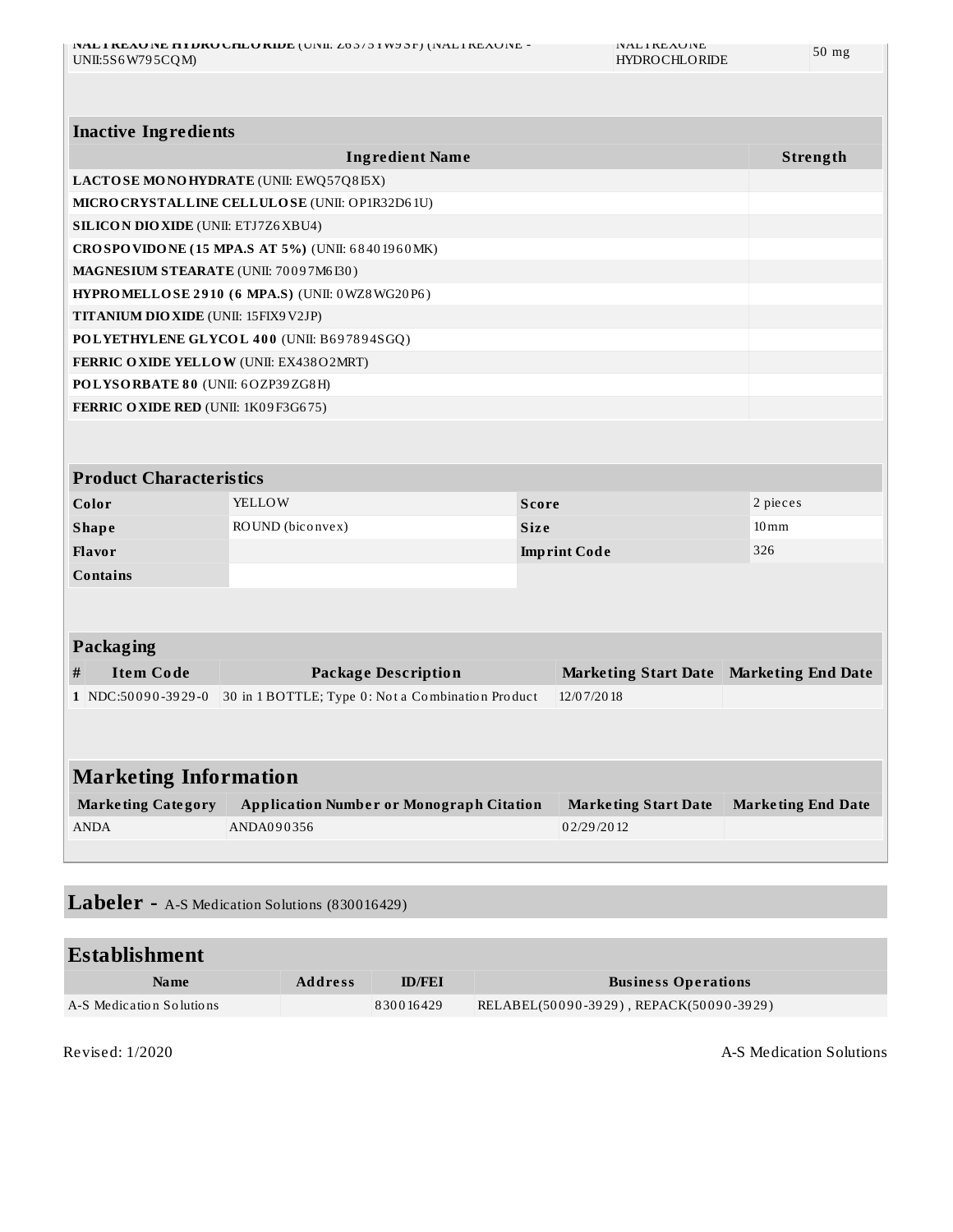| | | |
|---|---|---|
| NALTREXONE HYDROCHLORIDE (UNII: Z6375YW9SF) (NALTREXONE - UNII:5S6W795CQM) | NALTREXONE HYDROCHLORIDE | 50 mg |

| Inactive Ingredients | |
|---|---|
| **Ingredient Name** | **Strength** |
| **LACTOSE MONOHYDRATE** (UNII: EWQ57Q8I5X) | |
| **MICROCRYSTALLINE CELLULOSE** (UNII: OP1R32D61U) | |
| **SILICON DIOXIDE** (UNII: ETJ7Z6XBU4) | |
| **CROSPOVIDONE (15 MPA.S AT 5%)** (UNII: 68401960MK) | |
| **MAGNESIUM STEARATE** (UNII: 70097M6I30) | |
| **HYPROMELLOSE 2910 (6 MPA.S)** (UNII: 0WZ8WG20P6) | |
| **TITANIUM DIOXIDE** (UNII: 15FIX9V2JP) | |
| **POLYETHYLENE GLYCOL 400** (UNII: B697894SGQ) | |
| **FERRIC OXIDE YELLOW** (UNII: EX438O2MRT) | |
| **POLYSORBATE 80** (UNII: 6OZP39ZG8H) | |
| **FERRIC OXIDE RED** (UNII: 1K09F3G675) | |

| Product Characteristics | | | |
|---|---|---|---|
| **Color** | YELLOW | **Score** | 2 pieces |
| **Shape** | ROUND (biconvex) | **Size** | 10mm |
| **Flavor** | | **Imprint Code** | 326 |
| **Contains** | | | |

| Packaging | | | | |
|---|---|---|---|---|
| **#** | **Item Code** | **Package Description** | **Marketing Start Date** | **Marketing End Date** |
| 1 | NDC:50090-3929-0 | 30 in 1 BOTTLE; Type 0: Not a Combination Product | 12/07/2018 | |

| Marketing Information | | | |
|---|---|---|---|
| **Marketing Category** | **Application Number or Monograph Citation** | **Marketing Start Date** | **Marketing End Date** |
| ANDA | ANDA090356 | 02/29/2012 | |

## Labeler - A-S Medication Solutions (830016429)

| Establishment | | | |
|---|---|---|---|
| **Name** | **Address** | **ID/FEI** | **Business Operations** |
| A-S Medication Solutions | | 830016429 | RELABEL(50090-3929) , REPACK(50090-3929) |

Revised: 1/2020

A-S Medication Solutions